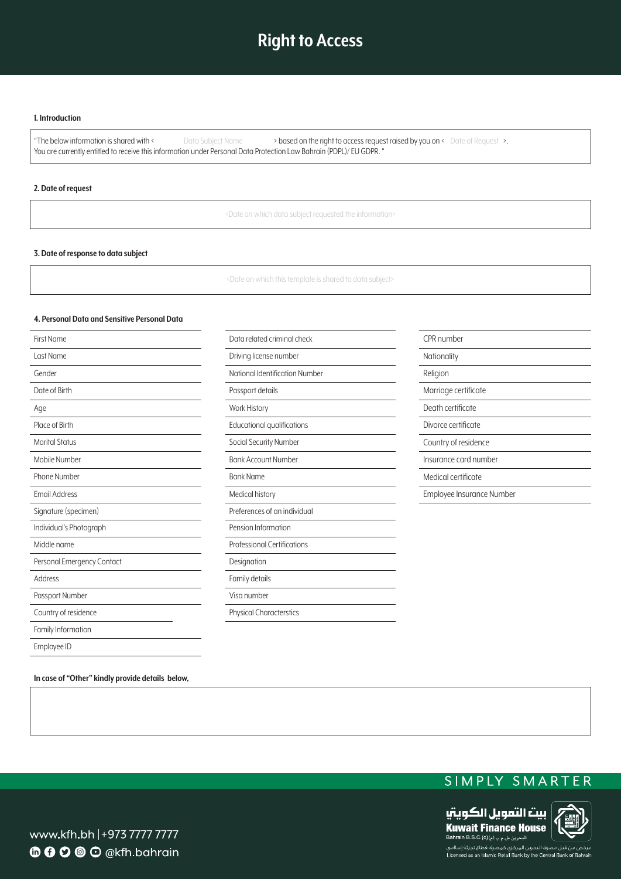# Right to Access

**1. Introduction**

"The below information is shared with < Data Subject Name > based on the right to access request raised by you on < Date of Request >.
You are currently entitled to receive this information under Personal Data Protection Law Bahrain (PDPL)/ EU GDPR. "

**2. Date of request**

<Date on which data subject requested the information>

**3. Date of response to data subject**

<Date on which this template is shared to data subject>

**4. Personal Data and Sensitive Personal Data**

| | | |
|---|---|---|
| First Name | Data related criminal check | CPR number |
| Last Name | Driving license number | Nationality |
| Gender | National Identification Number | Religion |
| Date of Birth | Passport details | Marriage certificate |
| Age | Work History | Death certificate |
| Place of Birth | Educational qualifications | Divorce certificate |
| Marital Status | Social Security Number | Country of residence |
| Mobile Number | Bank Account Number | Insurance card number |
| Phone Number | Bank Name | Medical certificate |
| Email Address | Medical history | Employee Insurance Number |
| Signature (specimen) | Preferences of an individual | |
| Individual's Photograph | Pension Information | |
| Middle name | Professional Certifications | |
| Personal Emergency Contact | Designation | |
| Address | Family details | |
| Passport Number | Visa number | |
| Country of residence | Physical Characterstics | |
| Family Information | | |
| Employee ID | | |

**In case of "Other" kindly provide details below,**

SIMPLY SMARTER

www.kfh.bh | +973 7777 7777
@kfh.bahrain

بيت التمويل الكويتي
Kuwait Finance House
Bahrain B.S.C.(c) البحرين ش.م.ب (م)

مرخص من قبل مصرف البحرين المركزي كمصرف قطاع تجزئة إسلامي
Licensed as an Islamic Retail Bank by the Central Bank of Bahrain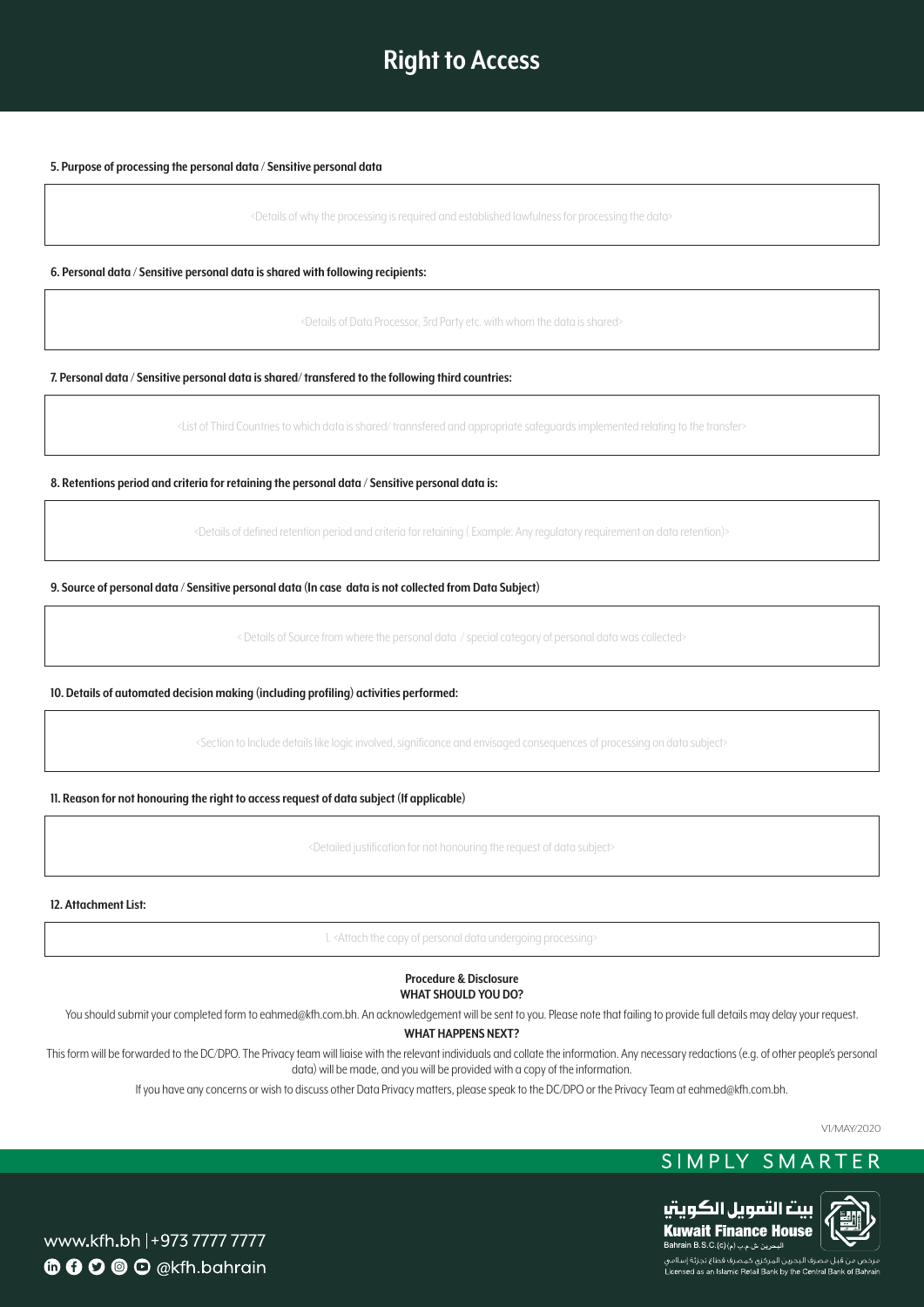# Right to Access

**5. Purpose of processing the personal data / Sensitive personal data**

<Details of why the processing is required and established lawfulness for processing the data>

**6. Personal data / Sensitive personal data is shared with following recipients:**

<Details of Data Processor, 3rd Party etc. with whom the data is shared>

**7. Personal data / Sensitive personal data is shared/ transfered to the following third countries:**

<List of Third Countries to which data is shared/ trannsfered and appropriate safeguards implemented relating to the transfer>

**8. Retentions period and criteria for retaining the personal data / Sensitive personal data is:**

<Details of defined retention period and criteria for retaining ( Example: Any regulatory requirement on data retention)>

**9. Source of personal data / Sensitive personal data (In case data is not collected from Data Subject)**

< Details of Source from where the personal data / special category of personal data was collected>

**10. Details of automated decision making (including profiling) activities performed:**

<Section to Include details like logic involved, significance and envisaged consequences of processing on data subject>

**11. Reason for not honouring the right to access request of data subject (If applicable)**

<Detailed justification for not honouring the request of data subject>

**12. Attachment List:**

1. <Attach the copy of personal data undergoing processing>

**Procedure & Disclosure**

**WHAT SHOULD YOU DO?**

You should submit your completed form to eahmed@kfh.com.bh. An acknowledgement will be sent to you. Please note that failing to provide full details may delay your request.

**WHAT HAPPENS NEXT?**

This form will be forwarded to the DC/DPO. The Privacy team will liaise with the relevant individuals and collate the information. Any necessary redactions (e.g. of other people's personal data) will be made, and you will be provided with a copy of the information.

If you have any concerns or wish to discuss other Data Privacy matters, please speak to the DC/DPO or the Privacy Team at eahmed@kfh.com.bh.

V1/MAY/2020

SIMPLY SMARTER

www.kfh.bh | +973 7777 7777

@kfh.bahrain

بيت التمويل الكويتي

Kuwait Finance House

Bahrain B.S.C.(c) البحرين ش.م.ب (م)

مرخص من قبل مصرف البحرين المركزي كمصرف قطاع تجزئة إسلامي

Licensed as an Islamic Retail Bank by the Central Bank of Bahrain